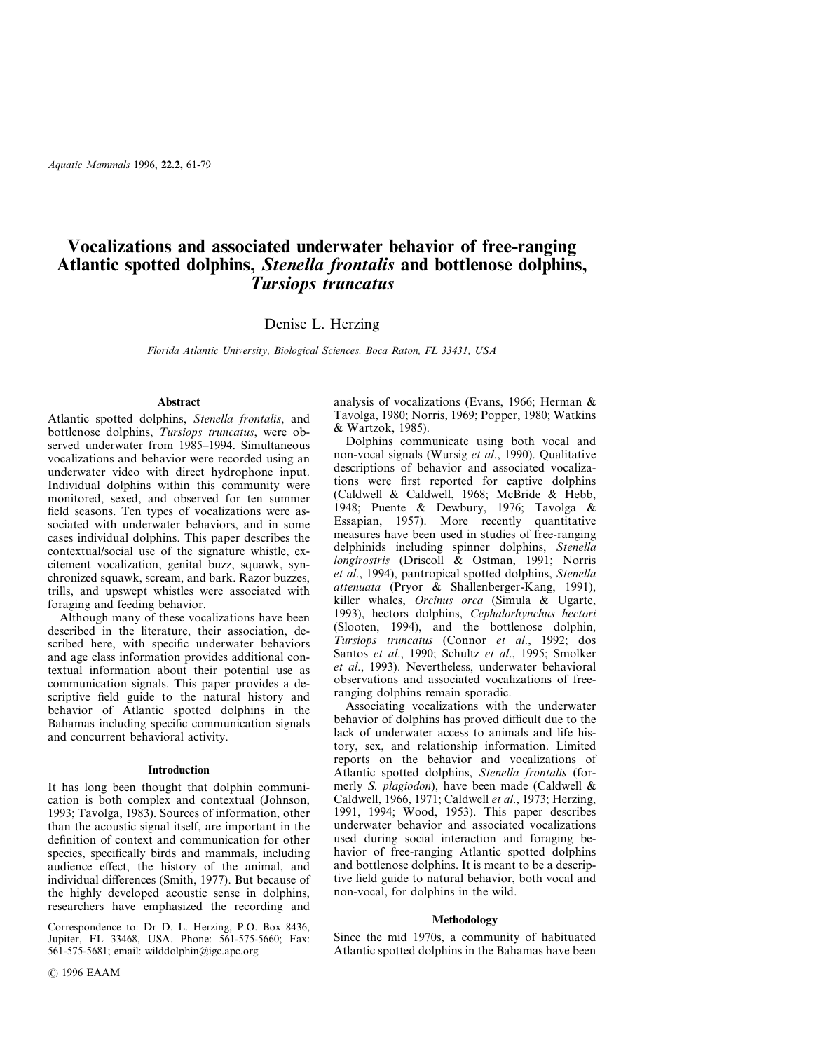# Vocalizations and associated underwater behavior of free-ranging Atlantic spotted dolphins, *Stenella frontalis* and bottlenose dolphins, *Tursiops truncatus*

Denise L. Herzing

*Florida Atlantic University, Biological Sciences, Boca Raton, FL 33431, USA*

## Abstract

Atlantic spotted dolphins, *Stenella frontalis*, and bottlenose dolphins, *Tursiops truncatus*, were observed underwater from 1985–1994. Simultaneous vocalizations and behavior were recorded using an underwater video with direct hydrophone input. Individual dolphins within this community were monitored, sexed, and observed for ten summer field seasons. Ten types of vocalizations were associated with underwater behaviors, and in some cases individual dolphins. This paper describes the contextual/social use of the signature whistle, excitement vocalization, genital buzz, squawk, synchronized squawk, scream, and bark. Razor buzzes, trills, and upswept whistles were associated with foraging and feeding behavior.

Although many of these vocalizations have been described in the literature, their association, described here, with specific underwater behaviors and age class information provides additional contextual information about their potential use as communication signals. This paper provides a descriptive field guide to the natural history and behavior of Atlantic spotted dolphins in the Bahamas including specific communication signals and concurrent behavioral activity.

## Introduction

It has long been thought that dolphin communication is both complex and contextual (Johnson, 1993; Tavolga, 1983). Sources of information, other than the acoustic signal itself, are important in the definition of context and communication for other species, specifically birds and mammals, including audience effect, the history of the animal, and individual differences (Smith, 1977). But because of the highly developed acoustic sense in dolphins, researchers have emphasized the recording and analysis of vocalizations (Evans, 1966; Herman & Tavolga, 1980; Norris, 1969; Popper, 1980; Watkins & Wartzok, 1985).

Dolphins communicate using both vocal and non-vocal signals (Wursig *et al*., 1990). Qualitative descriptions of behavior and associated vocalizations were first reported for captive dolphins (Caldwell & Caldwell, 1968; McBride & Hebb, 1948; Puente & Dewbury, 1976; Tavolga & Essapian, 1957). More recently quantitative measures have been used in studies of free-ranging delphinids including spinner dolphins, *Stenella longirostris* (Driscoll & Ostman, 1991; Norris *et al*., 1994), pantropical spotted dolphins, *Stenella attenuata* (Pryor & Shallenberger-Kang, 1991), killer whales, *Orcinus orca* (Simula & Ugarte, 1993), hectors dolphins, *Cephalorhynchus hectori* (Slooten, 1994), and the bottlenose dolphin, *Tursiops truncatus* (Connor *et al*., 1992; dos Santos *et al*., 1990; Schultz *et al*., 1995; Smolker *et al*., 1993). Nevertheless, underwater behavioral observations and associated vocalizations of free-ranging dolphins remain sporadic.

Associating vocalizations with the underwater behavior of dolphins has proved difficult due to the lack of underwater access to animals and life history, sex, and relationship information. Limited reports on the behavior and vocalizations of Atlantic spotted dolphins, *Stenella frontalis* (formerly *S. plagiodon*), have been made (Caldwell & Caldwell, 1966, 1971; Caldwell *et al*., 1973; Herzing, 1991, 1994; Wood, 1953). This paper describes underwater behavior and associated vocalizations used during social interaction and foraging behavior of free-ranging Atlantic spotted dolphins and bottlenose dolphins. It is meant to be a descriptive field guide to natural behavior, both vocal and non-vocal, for dolphins in the wild.

## Methodology

Since the mid 1970s, a community of habituated Atlantic spotted dolphins in the Bahamas have been

Correspondence to: Dr D. L. Herzing, P.O. Box 8436, Jupiter, FL 33468, USA. Phone: 561-575-5660; Fax: 561-575-5681; email: wilddolphin@igc.apc.org

© 1996 EAAM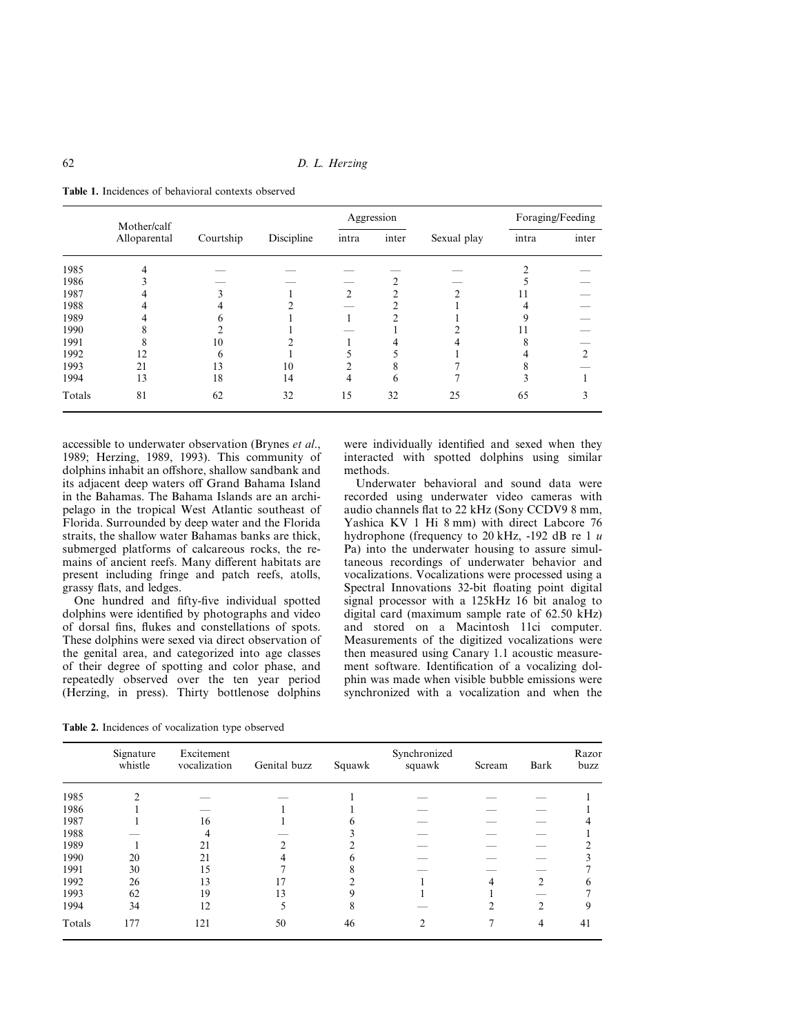**Table 1.** Incidences of behavioral contexts observed

| | Mother/calf Alloparental | Courtship | Discipline | Aggression | | Sexual play | Foraging/Feeding | |
|---|---|---|---|---|---|---|---|---|
| | | | | intra | inter | | intra | inter |
| 1985 | 4 | — | — | — | — | — | 2 | — |
| 1986 | 3 | — | — | — | 2 | — | 5 | — |
| 1987 | 4 | 3 | 1 | 2 | 2 | 2 | 11 | — |
| 1988 | 4 | 4 | 2 | — | 2 | 1 | 4 | — |
| 1989 | 4 | 6 | 1 | 1 | 2 | 1 | 9 | — |
| 1990 | 8 | 2 | 1 | — | 1 | 2 | 11 | — |
| 1991 | 8 | 10 | 2 | 1 | 4 | 4 | 8 | — |
| 1992 | 12 | 6 | 1 | 5 | 5 | 1 | 4 | 2 |
| 1993 | 21 | 13 | 10 | 2 | 8 | 7 | 8 | — |
| 1994 | 13 | 18 | 14 | 4 | 6 | 7 | 3 | 1 |
| Totals | 81 | 62 | 32 | 15 | 32 | 25 | 65 | 3 |

accessible to underwater observation (Brynes *et al*., 1989; Herzing, 1989, 1993). This community of dolphins inhabit an offshore, shallow sandbank and its adjacent deep waters off Grand Bahama Island in the Bahamas. The Bahama Islands are an archipelago in the tropical West Atlantic southeast of Florida. Surrounded by deep water and the Florida straits, the shallow water Bahamas banks are thick, submerged platforms of calcareous rocks, the remains of ancient reefs. Many different habitats are present including fringe and patch reefs, atolls, grassy flats, and ledges.

One hundred and fifty-five individual spotted dolphins were identified by photographs and video of dorsal fins, flukes and constellations of spots. These dolphins were sexed via direct observation of the genital area, and categorized into age classes of their degree of spotting and color phase, and repeatedly observed over the ten year period (Herzing, in press). Thirty bottlenose dolphins were individually identified and sexed when they interacted with spotted dolphins using similar methods.

Underwater behavioral and sound data were recorded using underwater video cameras with audio channels flat to 22 kHz (Sony CCDV9 8 mm, Yashica KV 1 Hi 8 mm) with direct Labcore 76 hydrophone (frequency to 20 kHz, -192 dB re 1 *u* Pa) into the underwater housing to assure simultaneous recordings of underwater behavior and vocalizations. Vocalizations were processed using a Spectral Innovations 32-bit floating point digital signal processor with a 125kHz 16 bit analog to digital card (maximum sample rate of 62.50 kHz) and stored on a Macintosh 11ci computer. Measurements of the digitized vocalizations were then measured using Canary 1.1 acoustic measurement software. Identification of a vocalizing dolphin was made when visible bubble emissions were synchronized with a vocalization and when the

**Table 2.** Incidences of vocalization type observed

| | Signature whistle | Excitement vocalization | Genital buzz | Squawk | Synchronized squawk | Scream | Bark | Razor buzz |
|---|---|---|---|---|---|---|---|---|
| 1985 | 2 | — | — | 1 | — | — | — | 1 |
| 1986 | 1 | — | 1 | 1 | — | — | — | 1 |
| 1987 | 1 | 16 | 1 | 6 | — | — | — | 4 |
| 1988 | — | 4 | — | 3 | — | — | — | 1 |
| 1989 | 1 | 21 | 2 | 2 | — | — | — | 2 |
| 1990 | 20 | 21 | 4 | 6 | — | — | — | 3 |
| 1991 | 30 | 15 | 7 | 8 | — | — | — | 7 |
| 1992 | 26 | 13 | 17 | 2 | 1 | 4 | 2 | 6 |
| 1993 | 62 | 19 | 13 | 9 | 1 | 1 | — | 7 |
| 1994 | 34 | 12 | 5 | 8 | — | 2 | 2 | 9 |
| Totals | 177 | 121 | 50 | 46 | 2 | 7 | 4 | 41 |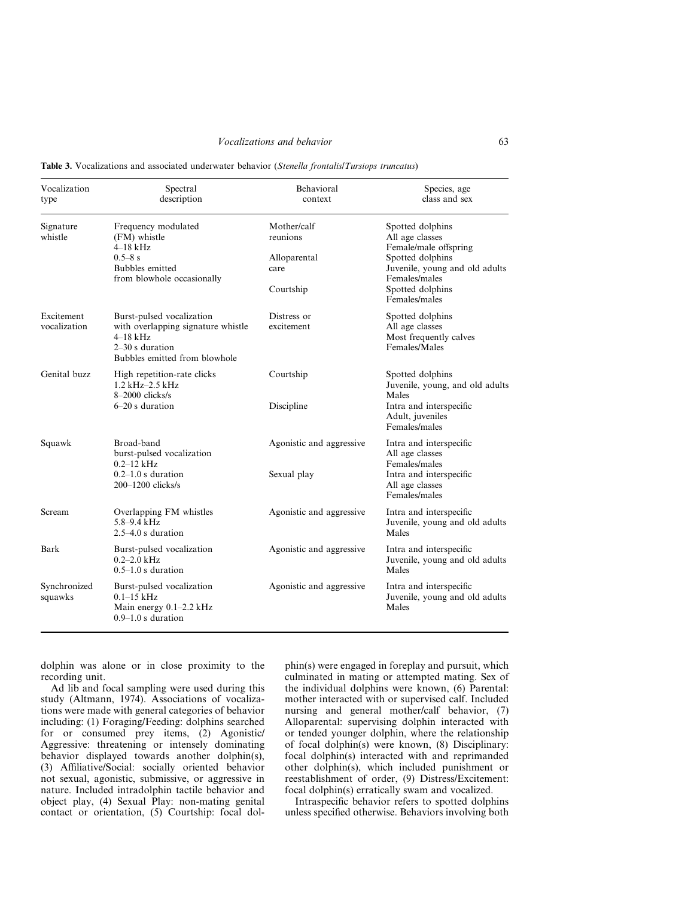**Table 3.** Vocalizations and associated underwater behavior (*Stenella frontalis*/*Tursiops truncatus*)

| Vocalization type | Spectral description | Behavioral context | Species, age class and sex |
|---|---|---|---|
| Signature whistle | Frequency modulated (FM) whistle<br>4–18 kHz<br>0.5–8 s<br>Bubbles emitted from blowhole occasionally | Mother/calf reunions | Spotted dolphins<br>All age classes<br>Female/male offspring |
| | | Alloparental care | Spotted dolphins<br>Juvenile, young and old adults<br>Females/males |
| | | Courtship | Spotted dolphins<br>Females/males |
| Excitement vocalization | Burst-pulsed vocalization with overlapping signature whistle<br>4–18 kHz<br>2–30 s duration<br>Bubbles emitted from blowhole | Distress or excitement | Spotted dolphins<br>All age classes<br>Most frequently calves<br>Females/Males |
| Genital buzz | High repetition-rate clicks<br>1.2 kHz–2.5 kHz<br>8–2000 clicks/s<br>6–20 s duration | Courtship | Spotted dolphins<br>Juvenile, young, and old adults<br>Males |
| | | Discipline | Intra and interspecific<br>Adult, juveniles<br>Females/males |
| Squawk | Broad-band burst-pulsed vocalization<br>0.2–12 kHz<br>0.2–1.0 s duration<br>200–1200 clicks/s | Agonistic and aggressive | Intra and interspecific<br>All age classes<br>Females/males |
| | | Sexual play | Intra and interspecific<br>All age classes<br>Females/males |
| Scream | Overlapping FM whistles<br>5.8–9.4 kHz<br>2.5–4.0 s duration | Agonistic and aggressive | Intra and interspecific<br>Juvenile, young and old adults<br>Males |
| Bark | Burst-pulsed vocalization<br>0.2–2.0 kHz<br>0.5–1.0 s duration | Agonistic and aggressive | Intra and interspecific<br>Juvenile, young and old adults<br>Males |
| Synchronized squawks | Burst-pulsed vocalization<br>0.1–15 kHz<br>Main energy 0.1–2.2 kHz<br>0.9–1.0 s duration | Agonistic and aggressive | Intra and interspecific<br>Juvenile, young and old adults<br>Males |

dolphin was alone or in close proximity to the recording unit.

Ad lib and focal sampling were used during this study (Altmann, 1974). Associations of vocalizations were made with general categories of behavior including: (1) Foraging/Feeding: dolphins searched for or consumed prey items, (2) Agonistic/Aggressive: threatening or intensely dominating behavior displayed towards another dolphin(s), (3) Affiliative/Social: socially oriented behavior not sexual, agonistic, submissive, or aggressive in nature. Included intradolphin tactile behavior and object play, (4) Sexual Play: non-mating genital contact or orientation, (5) Courtship: focal dolphin(s) were engaged in foreplay and pursuit, which culminated in mating or attempted mating. Sex of the individual dolphins were known, (6) Parental: mother interacted with or supervised calf. Included nursing and general mother/calf behavior, (7) Alloparental: supervising dolphin interacted with or tended younger dolphin, where the relationship of focal dolphin(s) were known, (8) Disciplinary: focal dolphin(s) interacted with and reprimanded other dolphin(s), which included punishment or reestablishment of order, (9) Distress/Excitement: focal dolphin(s) erratically swam and vocalized.

Intraspecific behavior refers to spotted dolphins unless specified otherwise. Behaviors involving both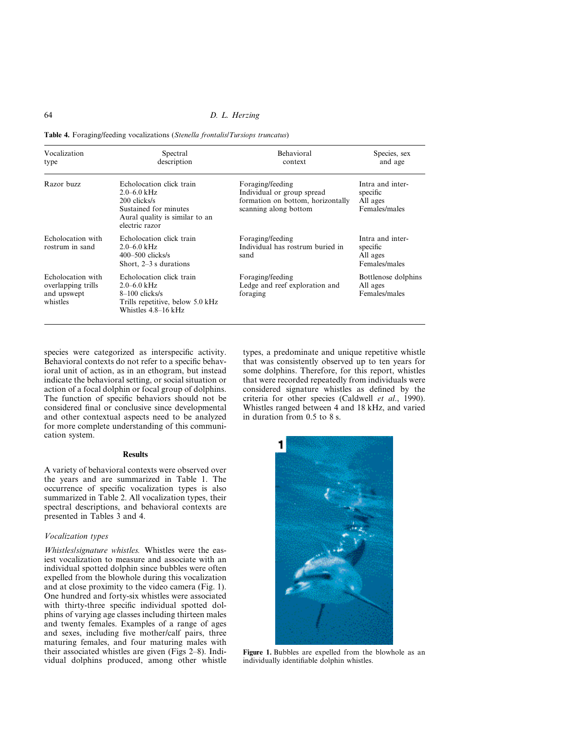**Table 4.** Foraging/feeding vocalizations (*Stenella frontalis*/*Tursiops truncatus*)

| Vocalization type | Spectral description | Behavioral context | Species, sex and age |
|---|---|---|---|
| Razor buzz | Echolocation click train 2.0–6.0 kHz 200 clicks/s Sustained for minutes Aural quality is similar to an electric razor | Foraging/feeding Individual or group spread formation on bottom, horizontally scanning along bottom | Intra and inter-specific All ages Females/males |
| Echolocation with rostrum in sand | Echolocation click train 2.0–6.0 kHz 400–500 clicks/s Short, 2–3 s durations | Foraging/feeding Individual has rostrum buried in sand | Intra and inter-specific All ages Females/males |
| Echolocation with overlapping trills and upswept whistles | Echolocation click train 2.0–6.0 kHz 8–100 clicks/s Trills repetitive, below 5.0 kHz Whistles 4.8–16 kHz | Foraging/feeding Ledge and reef exploration and foraging | Bottlenose dolphins All ages Females/males |

species were categorized as interspecific activity. Behavioral contexts do not refer to a specific behavioral unit of action, as in an ethogram, but instead indicate the behavioral setting, or social situation or action of a focal dolphin or focal group of dolphins. The function of specific behaviors should not be considered final or conclusive since developmental and other contextual aspects need to be analyzed for more complete understanding of this communication system.

## Results

A variety of behavioral contexts were observed over the years and are summarized in Table 1. The occurrence of specific vocalization types is also summarized in Table 2. All vocalization types, their spectral descriptions, and behavioral contexts are presented in Tables 3 and 4.

### *Vocalization types*

*Whistles/signature whistles.* Whistles were the easiest vocalization to measure and associate with an individual spotted dolphin since bubbles were often expelled from the blowhole during this vocalization and at close proximity to the video camera (Fig. 1). One hundred and forty-six whistles were associated with thirty-three specific individual spotted dolphins of varying age classes including thirteen males and twenty females. Examples of a range of ages and sexes, including five mother/calf pairs, three maturing females, and four maturing males with their associated whistles are given (Figs 2–8). Individual dolphins produced, among other whistle types, a predominate and unique repetitive whistle that was consistently observed up to ten years for some dolphins. Therefore, for this report, whistles that were recorded repeatedly from individuals were considered signature whistles as defined by the criteria for other species (Caldwell *et al*., 1990). Whistles ranged between 4 and 18 kHz, and varied in duration from 0.5 to 8 s.

1

**Figure 1.** Bubbles are expelled from the blowhole as an individually identifiable dolphin whistles.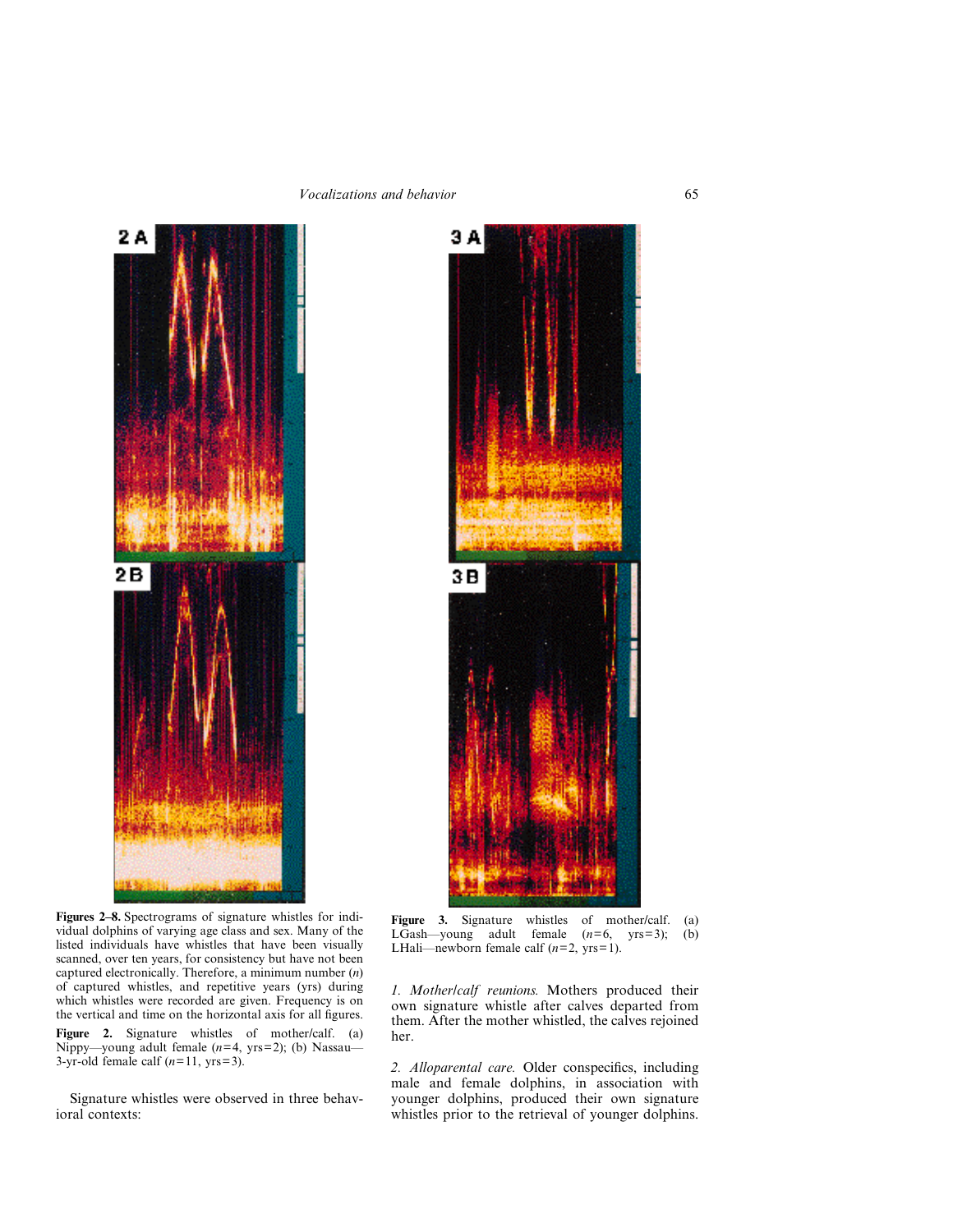2A

2B

**Figures 2–8.** Spectrograms of signature whistles for individual dolphins of varying age class and sex. Many of the listed individuals have whistles that have been visually scanned, over ten years, for consistency but have not been captured electronically. Therefore, a minimum number ($n$) of captured whistles, and repetitive years (yrs) during which whistles were recorded are given. Frequency is on the vertical and time on the horizontal axis for all figures.

**Figure 2.** Signature whistles of mother/calf. (a) Nippy—young adult female ($n$=4, yrs=2); (b) Nassau—3-yr-old female calf ($n$=11, yrs=3).

3A

3B

**Figure 3.** Signature whistles of mother/calf. (a) LGash—young adult female ($n$=6, yrs=3); (b) LHali—newborn female calf ($n$=2, yrs=1).

Signature whistles were observed in three behavioral contexts:

1. *Mother/calf reunions.* Mothers produced their own signature whistle after calves departed from them. After the mother whistled, the calves rejoined her.

2. *Alloparental care.* Older conspecifics, including male and female dolphins, in association with younger dolphins, produced their own signature whistles prior to the retrieval of younger dolphins.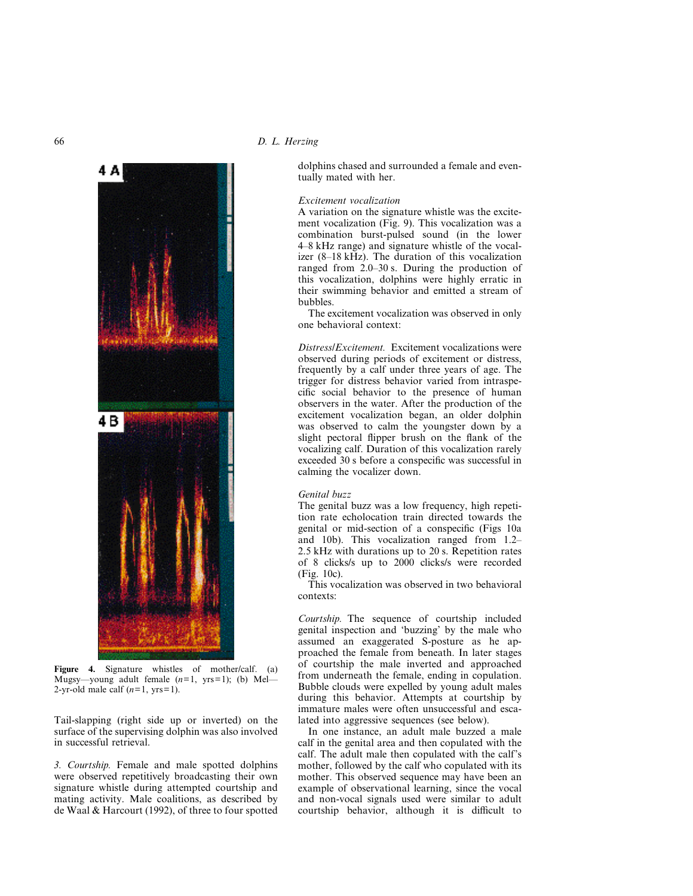Figure 4. Signature whistles of mother/calf. (a) Mugsy—young adult female ($n=1$, yrs=1); (b) Mel—2-yr-old male calf ($n=1$, yrs=1).

Tail-slapping (right side up or inverted) on the surface of the supervising dolphin was also involved in successful retrieval.

*3. Courtship.* Female and male spotted dolphins were observed repetitively broadcasting their own signature whistle during attempted courtship and mating activity. Male coalitions, as described by de Waal & Harcourt (1992), of three to four spotted dolphins chased and surrounded a female and eventually mated with her.

*Excitement vocalization*

A variation on the signature whistle was the excitement vocalization (Fig. 9). This vocalization was a combination burst-pulsed sound (in the lower 4–8 kHz range) and signature whistle of the vocalizer (8–18 kHz). The duration of this vocalization ranged from 2.0–30 s. During the production of this vocalization, dolphins were highly erratic in their swimming behavior and emitted a stream of bubbles.

The excitement vocalization was observed in only one behavioral context:

*Distress/Excitement.* Excitement vocalizations were observed during periods of excitement or distress, frequently by a calf under three years of age. The trigger for distress behavior varied from intraspecific social behavior to the presence of human observers in the water. After the production of the excitement vocalization began, an older dolphin was observed to calm the youngster down by a slight pectoral flipper brush on the flank of the vocalizing calf. Duration of this vocalization rarely exceeded 30 s before a conspecific was successful in calming the vocalizer down.

*Genital buzz*

The genital buzz was a low frequency, high repetition rate echolocation train directed towards the genital or mid-section of a conspecific (Figs 10a and 10b). This vocalization ranged from 1.2–2.5 kHz with durations up to 20 s. Repetition rates of 8 clicks/s up to 2000 clicks/s were recorded (Fig. 10c).

This vocalization was observed in two behavioral contexts:

*Courtship.* The sequence of courtship included genital inspection and 'buzzing' by the male who assumed an exaggerated S-posture as he approached the female from beneath. In later stages of courtship the male inverted and approached from underneath the female, ending in copulation. Bubble clouds were expelled by young adult males during this behavior. Attempts at courtship by immature males were often unsuccessful and escalated into aggressive sequences (see below).

In one instance, an adult male buzzed a male calf in the genital area and then copulated with the calf. The adult male then copulated with the calf's mother, followed by the calf who copulated with its mother. This observed sequence may have been an example of observational learning, since the vocal and non-vocal signals used were similar to adult courtship behavior, although it is difficult to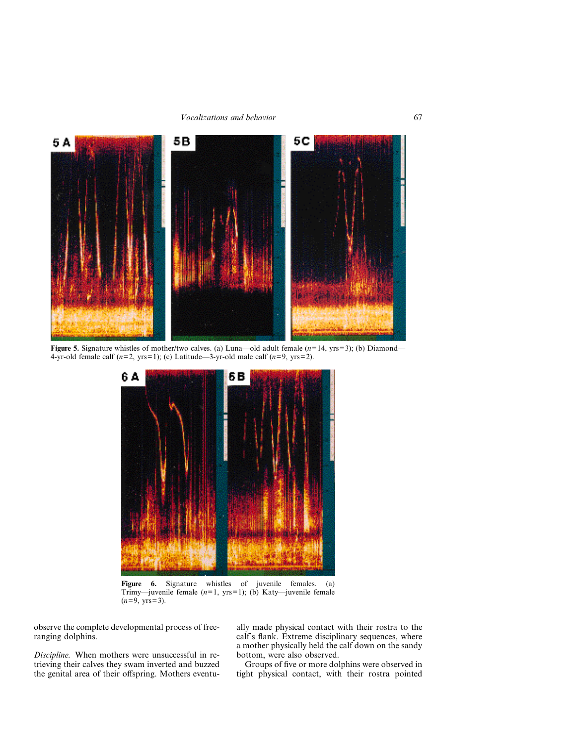**Figure 5.** Signature whistles of mother/two calves. (a) Luna—old adult female ($n$=14, yrs=3); (b) Diamond—4-yr-old female calf ($n$=2, yrs=1); (c) Latitude—3-yr-old male calf ($n$=9, yrs=2).

**Figure 6.** Signature whistles of juvenile females. (a) Trimy—juvenile female ($n$=1, yrs=1); (b) Katy—juvenile female ($n$=9, yrs=3).

observe the complete developmental process of free-ranging dolphins.

*Discipline.* When mothers were unsuccessful in retrieving their calves they swam inverted and buzzed the genital area of their offspring. Mothers eventually made physical contact with their rostra to the calf's flank. Extreme disciplinary sequences, where a mother physically held the calf down on the sandy bottom, were also observed.

Groups of five or more dolphins were observed in tight physical contact, with their rostra pointed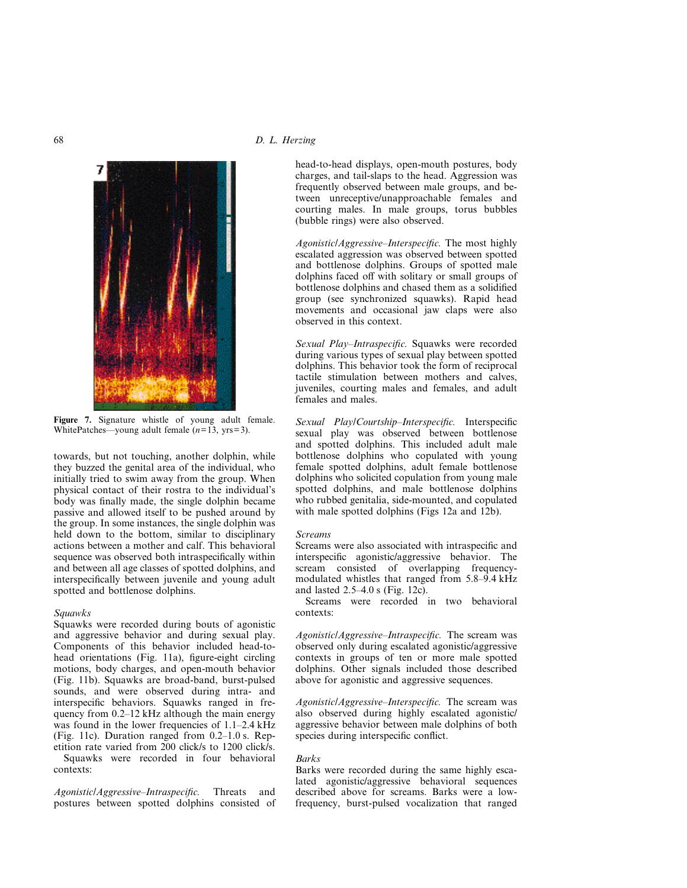Figure 7. Signature whistle of young adult female. WhitePatches—young adult female ($n=13$, yrs=3).

towards, but not touching, another dolphin, while they buzzed the genital area of the individual, who initially tried to swim away from the group. When physical contact of their rostra to the individual's body was finally made, the single dolphin became passive and allowed itself to be pushed around by the group. In some instances, the single dolphin was held down to the bottom, similar to disciplinary actions between a mother and calf. This behavioral sequence was observed both intraspecifically within and between all age classes of spotted dolphins, and interspecifically between juvenile and young adult spotted and bottlenose dolphins.

### Squawks

Squawks were recorded during bouts of agonistic and aggressive behavior and during sexual play. Components of this behavior included head-to-head orientations (Fig. 11a), figure-eight circling motions, body charges, and open-mouth behavior (Fig. 11b). Squawks are broad-band, burst-pulsed sounds, and were observed during intra- and interspecific behaviors. Squawks ranged in frequency from 0.2–12 kHz although the main energy was found in the lower frequencies of 1.1–2.4 kHz (Fig. 11c). Duration ranged from 0.2–1.0 s. Repetition rate varied from 200 click/s to 1200 click/s.

Squawks were recorded in four behavioral contexts:

*Agonistic/Aggressive–Intraspecific.* Threats and postures between spotted dolphins consisted of head-to-head displays, open-mouth postures, body charges, and tail-slaps to the head. Aggression was frequently observed between male groups, and between unreceptive/unapproachable females and courting males. In male groups, torus bubbles (bubble rings) were also observed.

*Agonistic/Aggressive–Interspecific.* The most highly escalated aggression was observed between spotted and bottlenose dolphins. Groups of spotted male dolphins faced off with solitary or small groups of bottlenose dolphins and chased them as a solidified group (see synchronized squawks). Rapid head movements and occasional jaw claps were also observed in this context.

*Sexual Play–Intraspecific.* Squawks were recorded during various types of sexual play between spotted dolphins. This behavior took the form of reciprocal tactile stimulation between mothers and calves, juveniles, courting males and females, and adult females and males.

*Sexual Play/Courtship–Interspecific.* Interspecific sexual play was observed between bottlenose and spotted dolphins. This included adult male bottlenose dolphins who copulated with young female spotted dolphins, adult female bottlenose dolphins who solicited copulation from young male spotted dolphins, and male bottlenose dolphins who rubbed genitalia, side-mounted, and copulated with male spotted dolphins (Figs 12a and 12b).

### Screams

Screams were also associated with intraspecific and interspecific agonistic/aggressive behavior. The scream consisted of overlapping frequency-modulated whistles that ranged from 5.8–9.4 kHz and lasted 2.5–4.0 s (Fig. 12c).

Screams were recorded in two behavioral contexts:

*Agonistic/Aggressive–Intraspecific.* The scream was observed only during escalated agonistic/aggressive contexts in groups of ten or more male spotted dolphins. Other signals included those described above for agonistic and aggressive sequences.

*Agonistic/Aggressive–Interspecific.* The scream was also observed during highly escalated agonistic/aggressive behavior between male dolphins of both species during interspecific conflict.

### Barks

Barks were recorded during the same highly escalated agonistic/aggressive behavioral sequences described above for screams. Barks were a low-frequency, burst-pulsed vocalization that ranged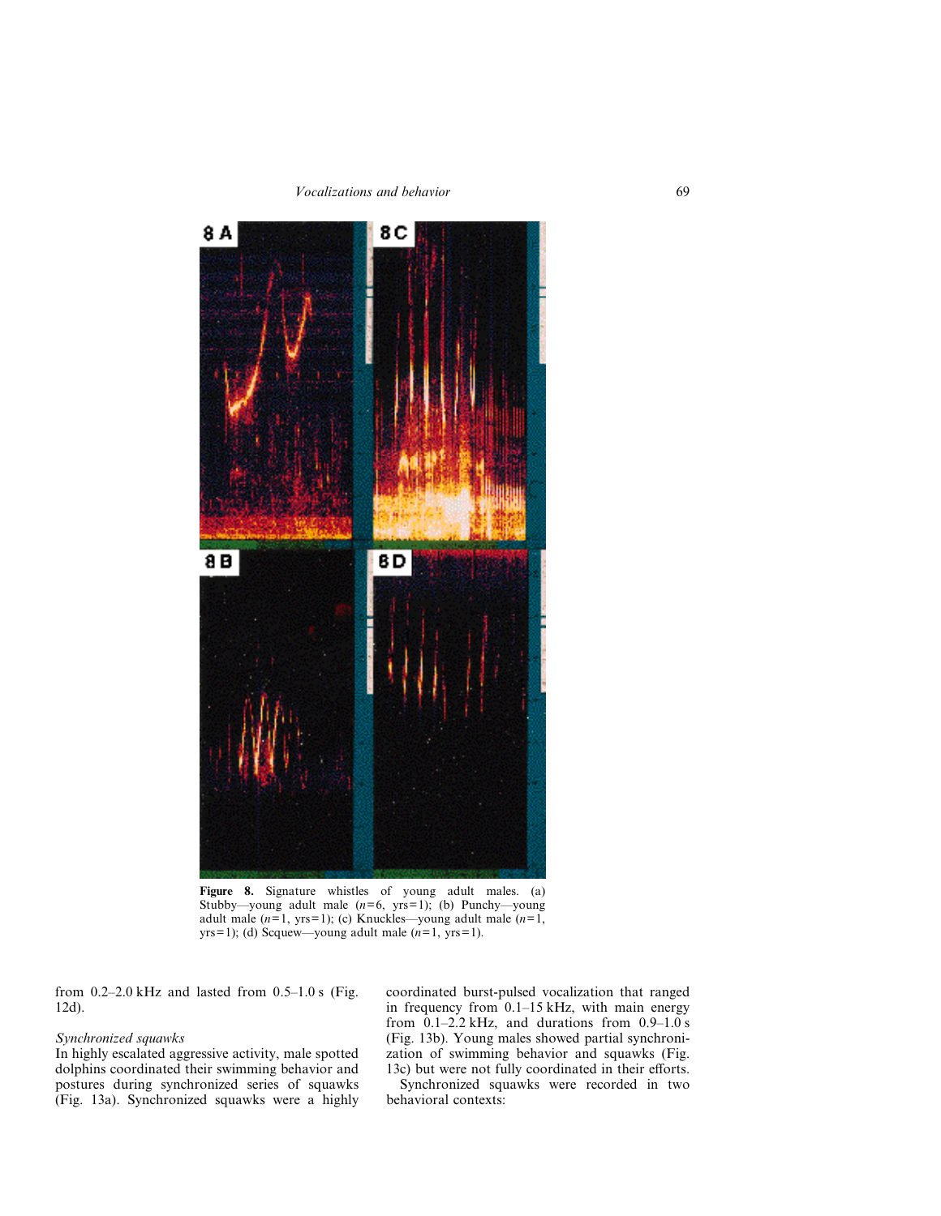8A

8C

8B

8D

**Figure 8.** Signature whistles of young adult males. (a) Stubby—young adult male ($n$=6, yrs=1); (b) Punchy—young adult male ($n$=1, yrs=1); (c) Knuckles—young adult male ($n$=1, yrs=1); (d) Scquew—young adult male ($n$=1, yrs=1).

from 0.2–2.0 kHz and lasted from 0.5–1.0 s (Fig. 12d).

*Synchronized squawks*

In highly escalated aggressive activity, male spotted dolphins coordinated their swimming behavior and postures during synchronized series of squawks (Fig. 13a). Synchronized squawks were a highly coordinated burst-pulsed vocalization that ranged in frequency from 0.1–15 kHz, with main energy from 0.1–2.2 kHz, and durations from 0.9–1.0 s (Fig. 13b). Young males showed partial synchronization of swimming behavior and squawks (Fig. 13c) but were not fully coordinated in their efforts.

Synchronized squawks were recorded in two behavioral contexts: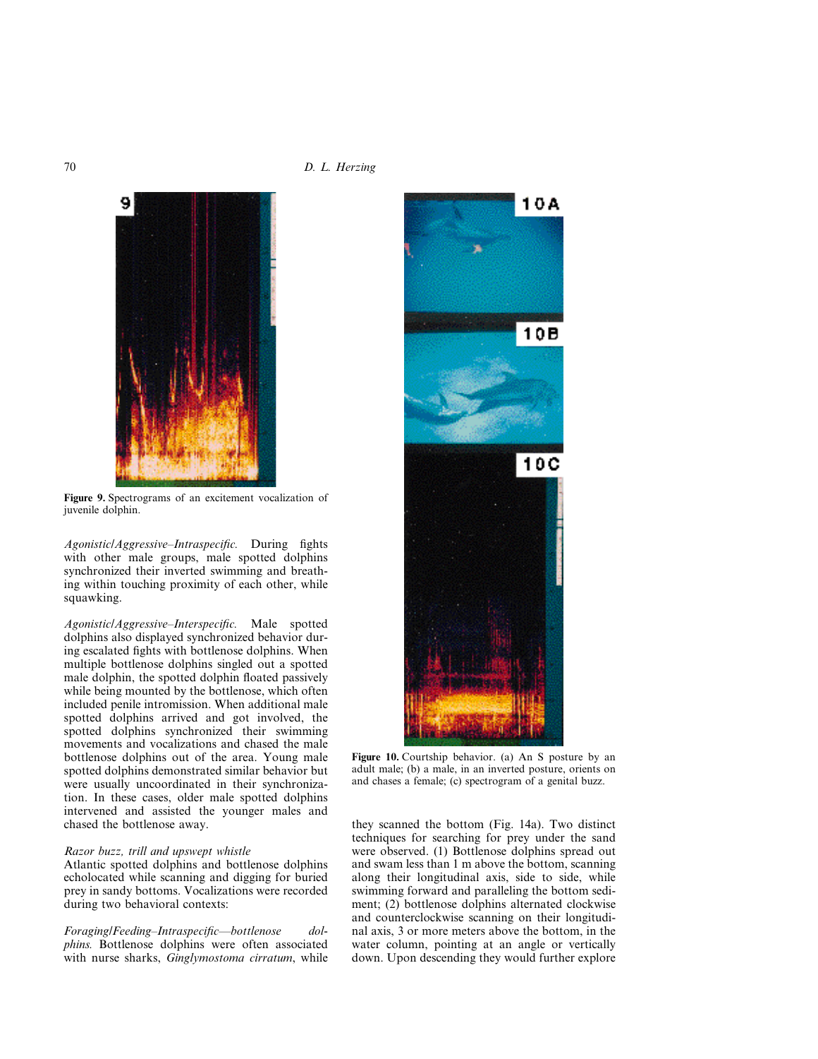Figure 9. Spectrograms of an excitement vocalization of juvenile dolphin.

*Agonistic/Aggressive–Intraspecific.* During fights with other male groups, male spotted dolphins synchronized their inverted swimming and breathing within touching proximity of each other, while squawking.

*Agonistic/Aggressive–Interspecific.* Male spotted dolphins also displayed synchronized behavior during escalated fights with bottlenose dolphins. When multiple bottlenose dolphins singled out a spotted male dolphin, the spotted dolphin floated passively while being mounted by the bottlenose, which often included penile intromission. When additional male spotted dolphins arrived and got involved, the spotted dolphins synchronized their swimming movements and vocalizations and chased the male bottlenose dolphins out of the area. Young male spotted dolphins demonstrated similar behavior but were usually uncoordinated in their synchronization. In these cases, older male spotted dolphins intervened and assisted the younger males and chased the bottlenose away.

Razor buzz, trill and upswept whistle

Atlantic spotted dolphins and bottlenose dolphins echolocated while scanning and digging for buried prey in sandy bottoms. Vocalizations were recorded during two behavioral contexts:

*Foraging/Feeding–Intraspecific—bottlenose dolphins.* Bottlenose dolphins were often associated with nurse sharks, *Ginglymostoma cirratum*, while they scanned the bottom (Fig. 14a). Two distinct techniques for searching for prey under the sand were observed. (1) Bottlenose dolphins spread out and swam less than 1 m above the bottom, scanning along their longitudinal axis, side to side, while swimming forward and paralleling the bottom sediment; (2) bottlenose dolphins alternated clockwise and counterclockwise scanning on their longitudinal axis, 3 or more meters above the bottom, in the water column, pointing at an angle or vertically down. Upon descending they would further explore

Figure 10. Courtship behavior. (a) An S posture by an adult male; (b) a male, in an inverted posture, orients on and chases a female; (c) spectrogram of a genital buzz.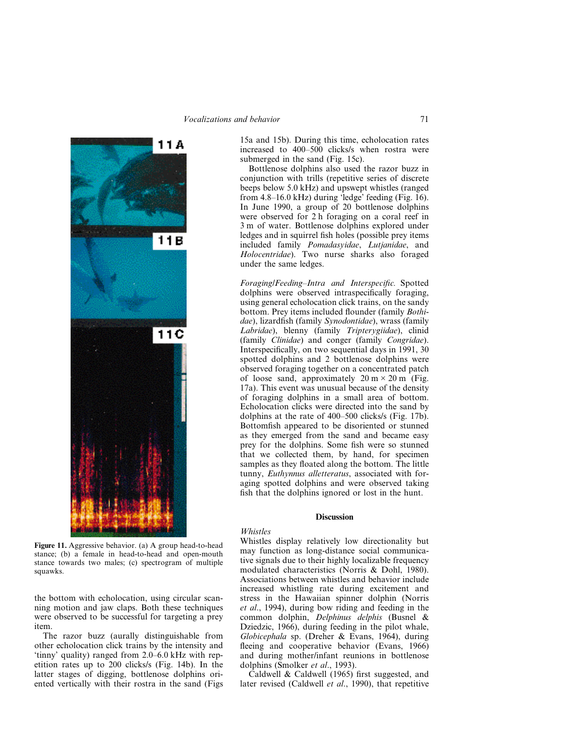Figure 11. Aggressive behavior. (a) A group head-to-head stance; (b) a female in head-to-head and open-mouth stance towards two males; (c) spectrogram of multiple squawks.

the bottom with echolocation, using circular scanning motion and jaw claps. Both these techniques were observed to be successful for targeting a prey item.

The razor buzz (aurally distinguishable from other echolocation click trains by the intensity and 'tinny' quality) ranged from 2.0–6.0 kHz with repetition rates up to 200 clicks/s (Fig. 14b). In the latter stages of digging, bottlenose dolphins oriented vertically with their rostra in the sand (Figs 15a and 15b). During this time, echolocation rates increased to 400–500 clicks/s when rostra were submerged in the sand (Fig. 15c).

Bottlenose dolphins also used the razor buzz in conjunction with trills (repetitive series of discrete beeps below 5.0 kHz) and upswept whistles (ranged from 4.8–16.0 kHz) during 'ledge' feeding (Fig. 16). In June 1990, a group of 20 bottlenose dolphins were observed for 2 h foraging on a coral reef in 3 m of water. Bottlenose dolphins explored under ledges and in squirrel fish holes (possible prey items included family *Pomadasyidae*, *Lutjanidae*, and *Holocentridae*). Two nurse sharks also foraged under the same ledges.

*Foraging/Feeding–Intra and Interspecific.* Spotted dolphins were observed intraspecifically foraging, using general echolocation click trains, on the sandy bottom. Prey items included flounder (family *Bothidae*), lizardfish (family *Synodontidae*), wrass (family *Labridae*), blenny (family *Tripterygiidae*), clinid (family *Clinidae*) and conger (family *Congridae*). Interspecifically, on two sequential days in 1991, 30 spotted dolphins and 2 bottlenose dolphins were observed foraging together on a concentrated patch of loose sand, approximately 20 m × 20 m (Fig. 17a). This event was unusual because of the density of foraging dolphins in a small area of bottom. Echolocation clicks were directed into the sand by dolphins at the rate of 400–500 clicks/s (Fig. 17b). Bottomfish appeared to be disoriented or stunned as they emerged from the sand and became easy prey for the dolphins. Some fish were so stunned that we collected them, by hand, for specimen samples as they floated along the bottom. The little tunny, *Euthynnus alletteratus*, associated with foraging spotted dolphins and were observed taking fish that the dolphins ignored or lost in the hunt.

## Discussion

### *Whistles*

Whistles display relatively low directionality but may function as long-distance social communicative signals due to their highly localizable frequency modulated characteristics (Norris & Dohl, 1980). Associations between whistles and behavior include increased whistling rate during excitement and stress in the Hawaiian spinner dolphin (Norris *et al.*, 1994), during bow riding and feeding in the common dolphin, *Delphinus delphis* (Busnel & Dziedzic, 1966), during feeding in the pilot whale, *Globicephala* sp. (Dreher & Evans, 1964), during fleeing and cooperative behavior (Evans, 1966) and during mother/infant reunions in bottlenose dolphins (Smolker *et al.*, 1993).

Caldwell & Caldwell (1965) first suggested, and later revised (Caldwell *et al.*, 1990), that repetitive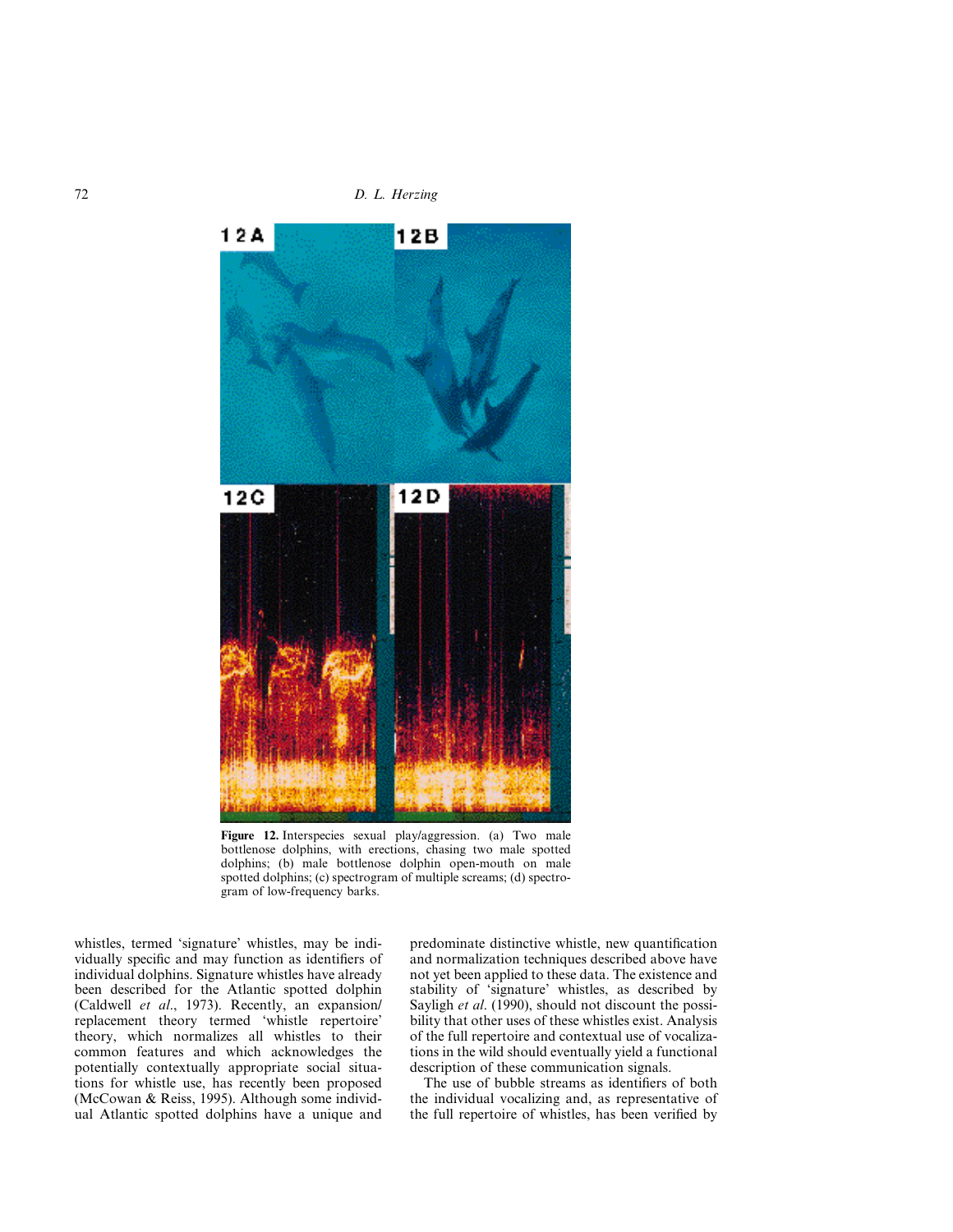**Figure 12.** Interspecies sexual play/aggression. (a) Two male bottlenose dolphins, with erections, chasing two male spotted dolphins; (b) male bottlenose dolphin open-mouth on male spotted dolphins; (c) spectrogram of multiple screams; (d) spectrogram of low-frequency barks.

whistles, termed 'signature' whistles, may be individually specific and may function as identifiers of individual dolphins. Signature whistles have already been described for the Atlantic spotted dolphin (Caldwell *et al*., 1973). Recently, an expansion/replacement theory termed 'whistle repertoire' theory, which normalizes all whistles to their common features and which acknowledges the potentially contextually appropriate social situations for whistle use, has recently been proposed (McCowan & Reiss, 1995). Although some individual Atlantic spotted dolphins have a unique and predominate distinctive whistle, new quantification and normalization techniques described above have not yet been applied to these data. The existence and stability of 'signature' whistles, as described by Sayligh *et al*. (1990), should not discount the possibility that other uses of these whistles exist. Analysis of the full repertoire and contextual use of vocalizations in the wild should eventually yield a functional description of these communication signals.

The use of bubble streams as identifiers of both the individual vocalizing and, as representative of the full repertoire of whistles, has been verified by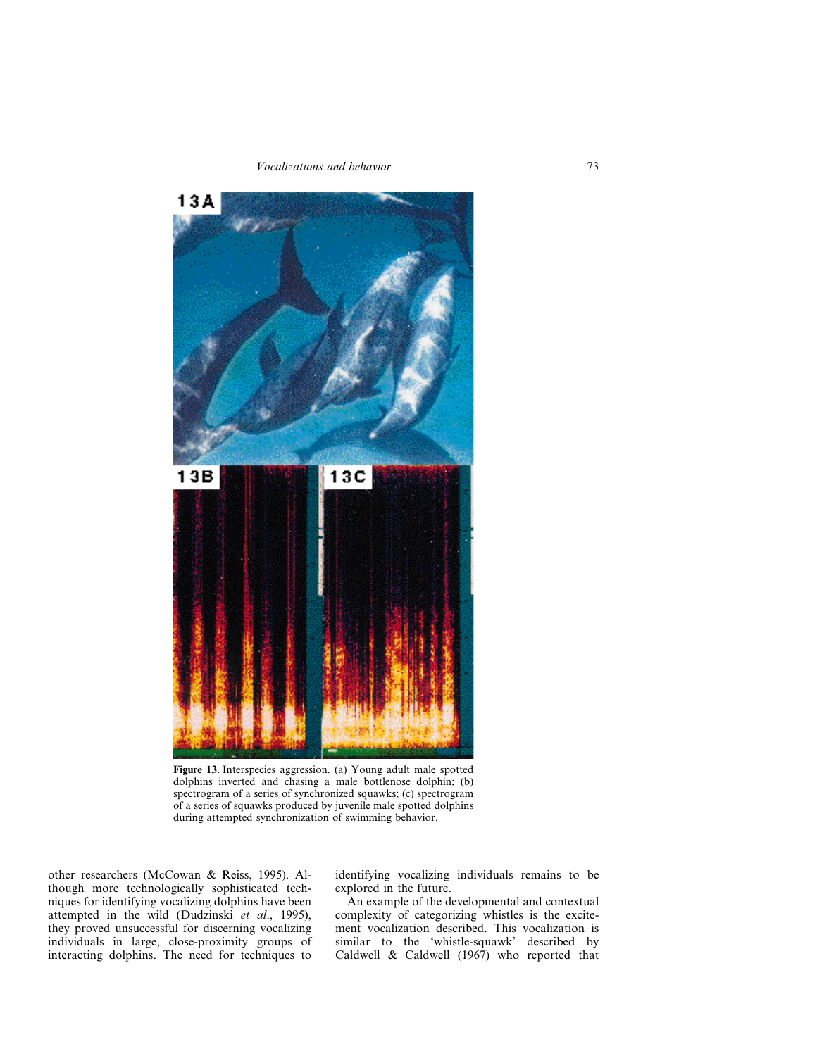Figure 13. Interspecies aggression. (a) Young adult male spotted dolphins inverted and chasing a male bottlenose dolphin; (b) spectrogram of a series of synchronized squawks; (c) spectrogram of a series of squawks produced by juvenile male spotted dolphins during attempted synchronization of swimming behavior.

other researchers (McCowan & Reiss, 1995). Although more technologically sophisticated techniques for identifying vocalizing dolphins have been attempted in the wild (Dudzinski *et al*., 1995), they proved unsuccessful for discerning vocalizing individuals in large, close-proximity groups of interacting dolphins. The need for techniques to identifying vocalizing individuals remains to be explored in the future.

An example of the developmental and contextual complexity of categorizing whistles is the excitement vocalization described. This vocalization is similar to the 'whistle-squawk' described by Caldwell & Caldwell (1967) who reported that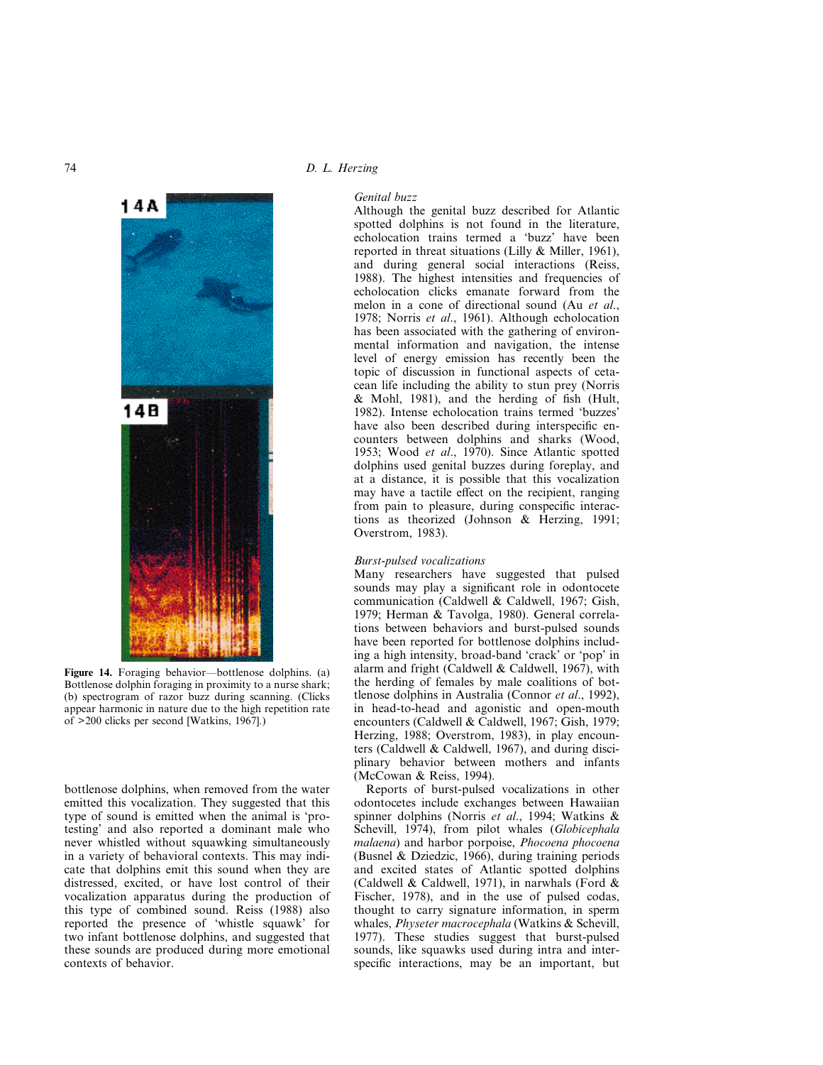Figure 14. Foraging behavior—bottlenose dolphins. (a) Bottlenose dolphin foraging in proximity to a nurse shark; (b) spectrogram of razor buzz during scanning. (Clicks appear harmonic in nature due to the high repetition rate of >200 clicks per second [Watkins, 1967].)

bottlenose dolphins, when removed from the water emitted this vocalization. They suggested that this type of sound is emitted when the animal is 'protesting' and also reported a dominant male who never whistled without squawking simultaneously in a variety of behavioral contexts. This may indicate that dolphins emit this sound when they are distressed, excited, or have lost control of their vocalization apparatus during the production of this type of combined sound. Reiss (1988) also reported the presence of 'whistle squawk' for two infant bottlenose dolphins, and suggested that these sounds are produced during more emotional contexts of behavior.

*Genital buzz*

Although the genital buzz described for Atlantic spotted dolphins is not found in the literature, echolocation trains termed a 'buzz' have been reported in threat situations (Lilly & Miller, 1961), and during general social interactions (Reiss, 1988). The highest intensities and frequencies of echolocation clicks emanate forward from the melon in a cone of directional sound (Au *et al.*, 1978; Norris *et al.*, 1961). Although echolocation has been associated with the gathering of environmental information and navigation, the intense level of energy emission has recently been the topic of discussion in functional aspects of cetacean life including the ability to stun prey (Norris & Mohl, 1981), and the herding of fish (Hult, 1982). Intense echolocation trains termed 'buzzes' have also been described during interspecific encounters between dolphins and sharks (Wood, 1953; Wood *et al.*, 1970). Since Atlantic spotted dolphins used genital buzzes during foreplay, and at a distance, it is possible that this vocalization may have a tactile effect on the recipient, ranging from pain to pleasure, during conspecific interactions as theorized (Johnson & Herzing, 1991; Overstrom, 1983).

*Burst-pulsed vocalizations*

Many researchers have suggested that pulsed sounds may play a significant role in odontocete communication (Caldwell & Caldwell, 1967; Gish, 1979; Herman & Tavolga, 1980). General correlations between behaviors and burst-pulsed sounds have been reported for bottlenose dolphins including a high intensity, broad-band 'crack' or 'pop' in alarm and fright (Caldwell & Caldwell, 1967), with the herding of females by male coalitions of bottlenose dolphins in Australia (Connor *et al.*, 1992), in head-to-head and agonistic and open-mouth encounters (Caldwell & Caldwell, 1967; Gish, 1979; Herzing, 1988; Overstrom, 1983), in play encounters (Caldwell & Caldwell, 1967), and during disciplinary behavior between mothers and infants (McCowan & Reiss, 1994).

Reports of burst-pulsed vocalizations in other odontocetes include exchanges between Hawaiian spinner dolphins (Norris *et al.*, 1994; Watkins & Schevill, 1974), from pilot whales (*Globicephala malaena*) and harbor porpoise, *Phocoena phocoena* (Busnel & Dziedzic, 1966), during training periods and excited states of Atlantic spotted dolphins (Caldwell & Caldwell, 1971), in narwhals (Ford & Fischer, 1978), and in the use of pulsed codas, thought to carry signature information, in sperm whales, *Physeter macrocephala* (Watkins & Schevill, 1977). These studies suggest that burst-pulsed sounds, like squawks used during intra and interspecific interactions, may be an important, but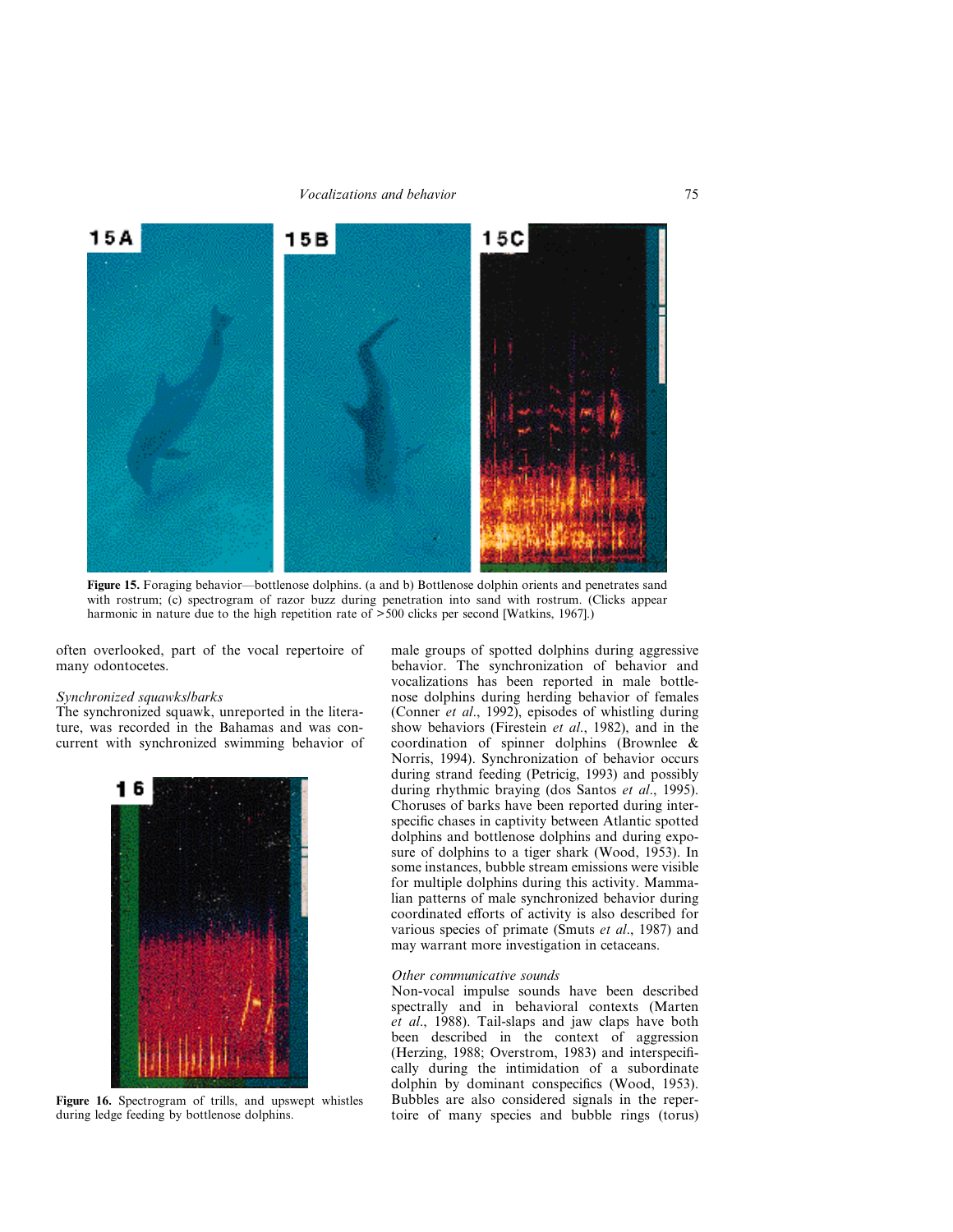Figure 15. Foraging behavior—bottlenose dolphins. (a and b) Bottlenose dolphin orients and penetrates sand with rostrum; (c) spectrogram of razor buzz during penetration into sand with rostrum. (Clicks appear harmonic in nature due to the high repetition rate of >500 clicks per second [Watkins, 1967].)

often overlooked, part of the vocal repertoire of many odontocetes.

*Synchronized squawks/barks*

The synchronized squawk, unreported in the literature, was recorded in the Bahamas and was concurrent with synchronized swimming behavior of male groups of spotted dolphins during aggressive behavior. The synchronization of behavior and vocalizations has been reported in male bottlenose dolphins during herding behavior of females (Conner *et al*., 1992), episodes of whistling during show behaviors (Firestein *et al*., 1982), and in the coordination of spinner dolphins (Brownlee & Norris, 1994). Synchronization of behavior occurs during strand feeding (Petricig, 1993) and possibly during rhythmic braying (dos Santos *et al*., 1995). Choruses of barks have been reported during interspecific chases in captivity between Atlantic spotted dolphins and bottlenose dolphins and during exposure of dolphins to a tiger shark (Wood, 1953). In some instances, bubble stream emissions were visible for multiple dolphins during this activity. Mammalian patterns of male synchronized behavior during coordinated efforts of activity is also described for various species of primate (Smuts *et al*., 1987) and may warrant more investigation in cetaceans.

Figure 16. Spectrogram of trills, and upswept whistles during ledge feeding by bottlenose dolphins.

*Other communicative sounds*

Non-vocal impulse sounds have been described spectrally and in behavioral contexts (Marten *et al*., 1988). Tail-slaps and jaw claps have both been described in the context of aggression (Herzing, 1988; Overstrom, 1983) and interspecifically during the intimidation of a subordinate dolphin by dominant conspecifics (Wood, 1953). Bubbles are also considered signals in the repertoire of many species and bubble rings (torus)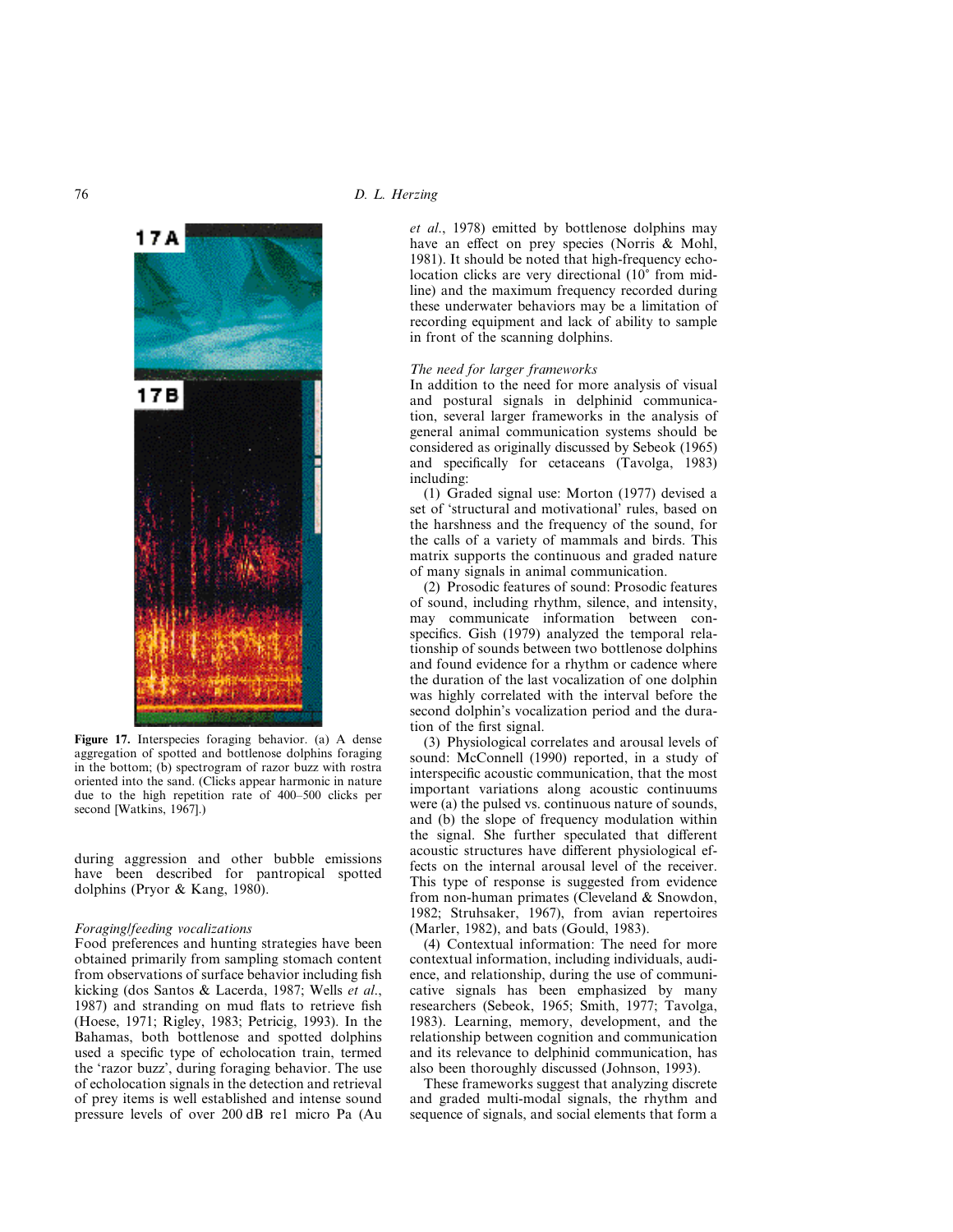Figure 17. Interspecies foraging behavior. (a) A dense aggregation of spotted and bottlenose dolphins foraging in the bottom; (b) spectrogram of razor buzz with rostra oriented into the sand. (Clicks appear harmonic in nature due to the high repetition rate of 400–500 clicks per second [Watkins, 1967].)

during aggression and other bubble emissions have been described for pantropical spotted dolphins (Pryor & Kang, 1980).

*Foraging/feeding vocalizations*

Food preferences and hunting strategies have been obtained primarily from sampling stomach content from observations of surface behavior including fish kicking (dos Santos & Lacerda, 1987; Wells *et al.*, 1987) and stranding on mud flats to retrieve fish (Hoese, 1971; Rigley, 1983; Petricig, 1993). In the Bahamas, both bottlenose and spotted dolphins used a specific type of echolocation train, termed the 'razor buzz', during foraging behavior. The use of echolocation signals in the detection and retrieval of prey items is well established and intense sound pressure levels of over 200 dB re1 micro Pa (Au *et al.*, 1978) emitted by bottlenose dolphins may have an effect on prey species (Norris & Mohl, 1981). It should be noted that high-frequency echolocation clicks are very directional (10° from midline) and the maximum frequency recorded during these underwater behaviors may be a limitation of recording equipment and lack of ability to sample in front of the scanning dolphins.

*The need for larger frameworks*

In addition to the need for more analysis of visual and postural signals in delphinid communication, several larger frameworks in the analysis of general animal communication systems should be considered as originally discussed by Sebeok (1965) and specifically for cetaceans (Tavolga, 1983) including:

(1) Graded signal use: Morton (1977) devised a set of 'structural and motivational' rules, based on the harshness and the frequency of the sound, for the calls of a variety of mammals and birds. This matrix supports the continuous and graded nature of many signals in animal communication.

(2) Prosodic features of sound: Prosodic features of sound, including rhythm, silence, and intensity, may communicate information between conspecifics. Gish (1979) analyzed the temporal relationship of sounds between two bottlenose dolphins and found evidence for a rhythm or cadence where the duration of the last vocalization of one dolphin was highly correlated with the interval before the second dolphin's vocalization period and the duration of the first signal.

(3) Physiological correlates and arousal levels of sound: McConnell (1990) reported, in a study of interspecific acoustic communication, that the most important variations along acoustic continuums were (a) the pulsed vs. continuous nature of sounds, and (b) the slope of frequency modulation within the signal. She further speculated that different acoustic structures have different physiological effects on the internal arousal level of the receiver. This type of response is suggested from evidence from non-human primates (Cleveland & Snowdon, 1982; Struhsaker, 1967), from avian repertoires (Marler, 1982), and bats (Gould, 1983).

(4) Contextual information: The need for more contextual information, including individuals, audience, and relationship, during the use of communicative signals has been emphasized by many researchers (Sebeok, 1965; Smith, 1977; Tavolga, 1983). Learning, memory, development, and the relationship between cognition and communication and its relevance to delphinid communication, has also been thoroughly discussed (Johnson, 1993).

These frameworks suggest that analyzing discrete and graded multi-modal signals, the rhythm and sequence of signals, and social elements that form a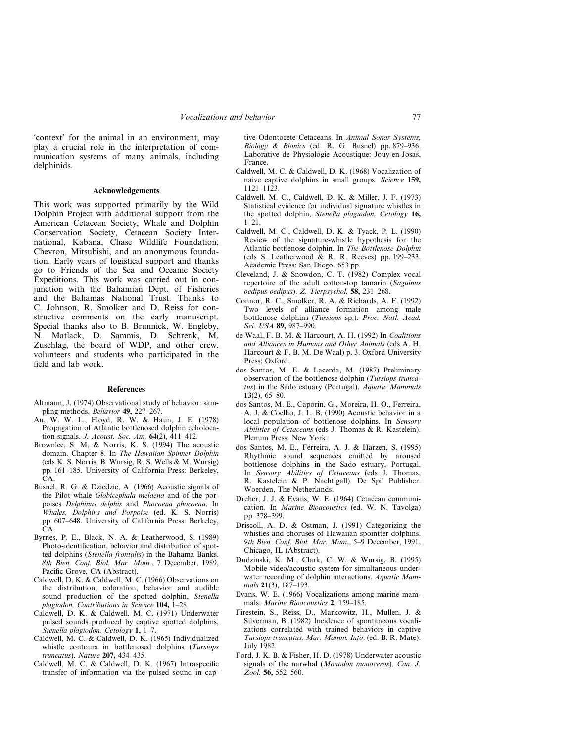'context' for the animal in an environment, may play a crucial role in the interpretation of communication systems of many animals, including delphinids.

## Acknowledgements

This work was supported primarily by the Wild Dolphin Project with additional support from the American Cetacean Society, Whale and Dolphin Conservation Society, Cetacean Society International, Kabana, Chase Wildlife Foundation, Chevron, Mitsubishi, and an anonymous foundation. Early years of logistical support and thanks go to Friends of the Sea and Oceanic Society Expeditions. This work was carried out in conjunction with the Bahamian Dept. of Fisheries and the Bahamas National Trust. Thanks to C. Johnson, R. Smolker and D. Reiss for constructive comments on the early manuscript. Special thanks also to B. Brunnick, W. Engleby, N. Matlack, D. Sammis, D. Schrenk, M. Zuschlag, the board of WDP, and other crew, volunteers and students who participated in the field and lab work.

## References

Altmann, J. (1974) Observational study of behavior: sampling methods. *Behavior* **49,** 227–267.

Au, W. W. L., Floyd, R. W. & Haun, J. E. (1978) Propagation of Atlantic bottlenosed dolphin echolocation signals. *J. Acoust. Soc. Am.* **64**(2), 411–412.

Brownlee, S. M. & Norris, K. S. (1994) The acoustic domain. Chapter 8. In *The Hawaiian Spinner Dolphin* (eds K. S. Norris, B. Wursig, R. S. Wells & M. Wursig) pp. 161–185. University of California Press: Berkeley, CA.

Busnel, R. G. & Dziedzic, A. (1966) Acoustic signals of the Pilot whale *Globicephala melaena* and of the porpoises *Delphinus delphis* and *Phocoena phocoena*. In *Whales, Dolphins and Porpoise* (ed. K. S. Norris) pp. 607–648. University of California Press: Berkeley, CA.

Byrnes, P. E., Black, N. A. & Leatherwood, S. (1989) Photo-identification, behavior and distribution of spotted dolphins (*Stenella frontalis*) in the Bahama Banks. *8th Bien. Conf. Biol. Mar. Mam.*, 7 December, 1989, Pacific Grove, CA (Abstract).

Caldwell, D. K. & Caldwell, M. C. (1966) Observations on the distribution, coloration, behavior and audible sound production of the spotted dolphin, *Stenella plagiodon. Contributions in Science* **104,** 1–28.

Caldwell, D. K. & Caldwell, M. C. (1971) Underwater pulsed sounds produced by captive spotted dolphins, *Stenella plagiodon. Cetology* **1,** 1–7.

Caldwell, M. C. & Caldwell, D. K. (1965) Individualized whistle contours in bottlenosed dolphins (*Tursiops truncatus*). *Nature* **207,** 434–435.

Caldwell, M. C. & Caldwell, D. K. (1967) Intraspecific transfer of information via the pulsed sound in captive Odontocete Cetaceans. In *Animal Sonar Systems, Biology & Bionics* (ed. R. G. Busnel) pp. 879–936. Laborative de Physiologie Acoustique: Jouy-en-Josas, France.

Caldwell, M. C. & Caldwell, D. K. (1968) Vocalization of naive captive dolphins in small groups. *Science* **159,** 1121–1123.

Caldwell, M. C., Caldwell, D. K. & Miller, J. F. (1973) Statistical evidence for individual signature whistles in the spotted dolphin, *Stenella plagiodon. Cetology* **16,** 1–21.

Caldwell, M. C., Caldwell, D. K. & Tyack, P. L. (1990) Review of the signature-whistle hypothesis for the Atlantic bottlenose dolphin. In *The Bottlenose Dolphin* (eds S. Leatherwood & R. R. Reeves) pp. 199–233. Academic Press: San Diego. 653 pp.

Cleveland, J. & Snowdon, C. T. (1982) Complex vocal repertoire of the adult cotton-top tamarin (*Saguinus oedipus oedipus*). *Z. Tierpsychol.* **58,** 231–268.

Connor, R. C., Smolker, R. A. & Richards, A. F. (1992) Two levels of alliance formation among male bottlenose dolphins (*Tursiops* sp.). *Proc. Natl. Acad. Sci. USA* **89,** 987–990.

de Waal, F. B. M. & Harcourt, A. H. (1992) In *Coalitions and Alliances in Humans and Other Animals* (eds A. H. Harcourt & F. B. M. De Waal) p. 3. Oxford University Press: Oxford.

dos Santos, M. E. & Lacerda, M. (1987) Preliminary observation of the bottlenose dolphin (*Tursiops truncatus*) in the Sado estuary (Portugal). *Aquatic Mammals* **13**(2), 65–80.

dos Santos, M. E., Caporin, G., Moreira, H. O., Ferreira, A. J. & Coelho, J. L. B. (1990) Acoustic behavior in a local population of bottlenose dolphins. In *Sensory Abilities of Cetaceans* (eds J. Thomas & R. Kastelein). Plenum Press: New York.

dos Santos, M. E., Ferreira, A. J. & Harzen, S. (1995) Rhythmic sound sequences emitted by aroused bottlenose dolphins in the Sado estuary, Portugal. In *Sensory Abilities of Cetaceans* (eds J. Thomas, R. Kastelein & P. Nachtigall). De Spil Publisher: Woerden, The Netherlands.

Dreher, J. J. & Evans, W. E. (1964) Cetacean communication. In *Marine Bioacoustics* (ed. W. N. Tavolga) pp. 378–399.

Driscoll, A. D. & Ostman, J. (1991) Categorizing the whistles and choruses of Hawaiian spointter dolphins. *9th Bien. Conf. Biol. Mar. Mam.*, 5–9 December, 1991, Chicago, IL (Abstract).

Dudzinski, K. M., Clark, C. W. & Wursig, B. (1995) Mobile video/acoustic system for simultaneous underwater recording of dolphin interactions. *Aquatic Mammals* **21**(3), 187–193.

Evans, W. E. (1966) Vocalizations among marine mammals. *Marine Bioacoustics* **2,** 159–185.

Firestein, S., Reiss, D., Markowitz, H., Mullen, J. & Silverman, B. (1982) Incidence of spontaneous vocalizations correlated with trained behaviors in captive *Tursiops truncatus. Mar. Mamm. Info*. (ed. B. R. Mate). July 1982.

Ford, J. K. B. & Fisher, H. D. (1978) Underwater acoustic signals of the narwhal (*Monodon monoceros*). *Can. J. Zool.* **56,** 552–560.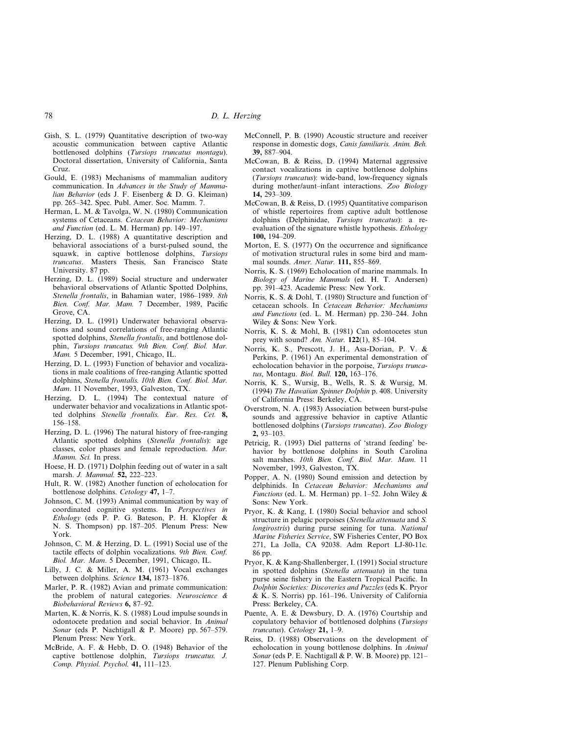Gish, S. L. (1979) Quantitative description of two-way acoustic communication between captive Atlantic bottlenosed dolphins (*Tursiops truncatus montagu*). Doctoral dissertation, University of California, Santa Cruz.

Gould, E. (1983) Mechanisms of mammalian auditory communication. In *Advances in the Study of Mammalian Behavior* (eds J. F. Eisenberg & D. G. Kleiman) pp. 265–342. Spec. Publ. Amer. Soc. Mamm. 7.

Herman, L. M. & Tavolga, W. N. (1980) Communication systems of Cetaceans. *Cetacean Behavior: Mechanisms and Function* (ed. L. M. Herman) pp. 149–197.

Herzing, D. L. (1988) A quantitative description and behavioral associations of a burst-pulsed sound, the squawk, in captive bottlenose dolphins, *Tursiops truncatus*. Masters Thesis, San Francisco State University. 87 pp.

Herzing, D. L. (1989) Social structure and underwater behavioral observations of Atlantic Spotted Dolphins, *Stenella frontalis*, in Bahamian water, 1986–1989. *8th Bien. Conf. Mar. Mam.* 7 December, 1989, Pacific Grove, CA.

Herzing, D. L. (1991) Underwater behavioral observations and sound correlations of free-ranging Atlantic spotted dolphins, *Stenella frontalis*, and bottlenose dolphin, *Tursiops truncatus. 9th Bien. Conf. Biol. Mar. Mam.* 5 December, 1991, Chicago, IL.

Herzing, D. L. (1993) Function of behavior and vocalizations in male coalitions of free-ranging Atlantic spotted dolphins, *Stenella frontalis. 10th Bien. Conf. Biol. Mar. Mam*. 11 November, 1993, Galveston, TX.

Herzing, D. L. (1994) The contextual nature of underwater behavior and vocalizations in Atlantic spotted dolphins *Stenella frontalis. Eur. Res. Cet.* **8,** 156–158.

Herzing, D. L. (1996) The natural history of free-ranging Atlantic spotted dolphins (*Stenella frontalis*): age classes, color phases and female reproduction. *Mar. Mamm. Sci.* In press.

Hoese, H. D. (1971) Dolphin feeding out of water in a salt marsh. *J. Mammal.* **52,** 222–223.

Hult, R. W. (1982) Another function of echolocation for bottlenose dolphins. *Cetology* **47,** 1–7.

Johnson, C. M. (1993) Animal communication by way of coordinated cognitive systems. In *Perspectives in Ethology* (eds P. P. G. Bateson, P. H. Klopfer & N. S. Thompson) pp. 187–205. Plenum Press: New York.

Johnson, C. M. & Herzing, D. L. (1991) Social use of the tactile effects of dolphin vocalizations. *9th Bien. Conf. Biol. Mar. Mam*. 5 December, 1991, Chicago, IL.

Lilly, J. C. & Miller, A. M. (1961) Vocal exchanges between dolphins. *Science* **134,** 1873–1876.

Marler, P. R. (1982) Avian and primate communication: the problem of natural categories. *Neuroscience & Biobehavioral Reviews* **6,** 87–92.

Marten, K. & Norris, K. S. (1988) Loud impulse sounds in odontocete predation and social behavior. In *Animal Sonar* (eds P. Nachtigall & P. Moore) pp. 567–579. Plenum Press: New York.

McBride, A. F. & Hebb, D. O. (1948) Behavior of the captive bottlenose dolphin, *Tursiops truncatus. J. Comp. Physiol. Psychol.* **41,** 111–123.

McConnell, P. B. (1990) Acoustic structure and receiver response in domestic dogs, *Canis familiaris. Anim. Beh.* **39,** 887–904.

McCowan, B. & Reiss, D. (1994) Maternal aggressive contact vocalizations in captive bottlenose dolphins (*Tursiops truncatus*): wide-band, low-frequency signals during mother/aunt–infant interactions. *Zoo Biology* **14,** 293–309.

McCowan, B. & Reiss, D. (1995) Quantitative comparison of whistle repertoires from captive adult bottlenose dolphins (Delphinidae, *Tursiops truncatus*): a re-evaluation of the signature whistle hypothesis. *Ethology* **100,** 194–209.

Morton, E. S. (1977) On the occurrence and significance of motivation structural rules in some bird and mammal sounds. *Amer. Natur.* **111,** 855–869.

Norris, K. S. (1969) Echolocation of marine mammals. In *Biology of Marine Mammals* (ed. H. T. Andersen) pp. 391–423. Academic Press: New York.

Norris, K. S. & Dohl, T. (1980) Structure and function of cetacean schools. In *Cetacean Behavior: Mechanisms and Functions* (ed. L. M. Herman) pp. 230–244. John Wiley & Sons: New York.

Norris, K. S. & Mohl, B. (1981) Can odontocetes stun prey with sound? *Am. Natur.* **122**(1), 85–104.

Norris, K. S., Prescott, J. H., Asa-Dorian, P. V. & Perkins, P. (1961) An experimental demonstration of echolocation behavior in the porpoise, *Tursiops truncatus*, Montagu. *Biol. Bull.* **120,** 163–176.

Norris, K. S., Wursig, B., Wells, R. S. & Wursig, M. (1994) *The Hawaiian Spinner Dolphin* p. 408. University of California Press: Berkeley, CA.

Overstrom, N. A. (1983) Association between burst-pulse sounds and aggressive behavior in captive Atlantic bottlenosed dolphins (*Tursiops truncatus*). *Zoo Biology* **2,** 93–103.

Petricig, R. (1993) Diel patterns of 'strand feeding' behavior by bottlenose dolphins in South Carolina salt marshes. *10th Bien. Conf. Biol. Mar. Mam.* 11 November, 1993, Galveston, TX.

Popper, A. N. (1980) Sound emission and detection by delphinids. In *Cetacean Behavior: Mechanisms and Functions* (ed. L. M. Herman) pp. 1–52. John Wiley & Sons: New York.

Pryor, K. & Kang, I. (1980) Social behavior and school structure in pelagic porpoises (*Stenella attenuata* and *S. longirostris*) during purse seining for tuna. *National Marine Fisheries Service*, SW Fisheries Center, PO Box 271, La Jolla, CA 92038. Adm Report LJ-80-11c. 86 pp.

Pryor, K. & Kang-Shallenberger, I. (1991) Social structure in spotted dolphins (*Stenella attenuata*) in the tuna purse seine fishery in the Eastern Tropical Pacific. In *Dolphin Societies: Discoveries and Puzzles* (eds K. Pryor & K. S. Norris) pp. 161–196. University of California Press: Berkeley, CA.

Puente, A. E. & Dewsbury, D. A. (1976) Courtship and copulatory behavior of bottlenosed dolphins (*Tursiops truncatus*). *Cetology* **21,** 1–9.

Reiss, D. (1988) Observations on the development of echolocation in young bottlenose dolphins. In *Animal Sonar* (eds P. E. Nachtigall & P. W. B. Moore) pp. 121–127. Plenum Publishing Corp.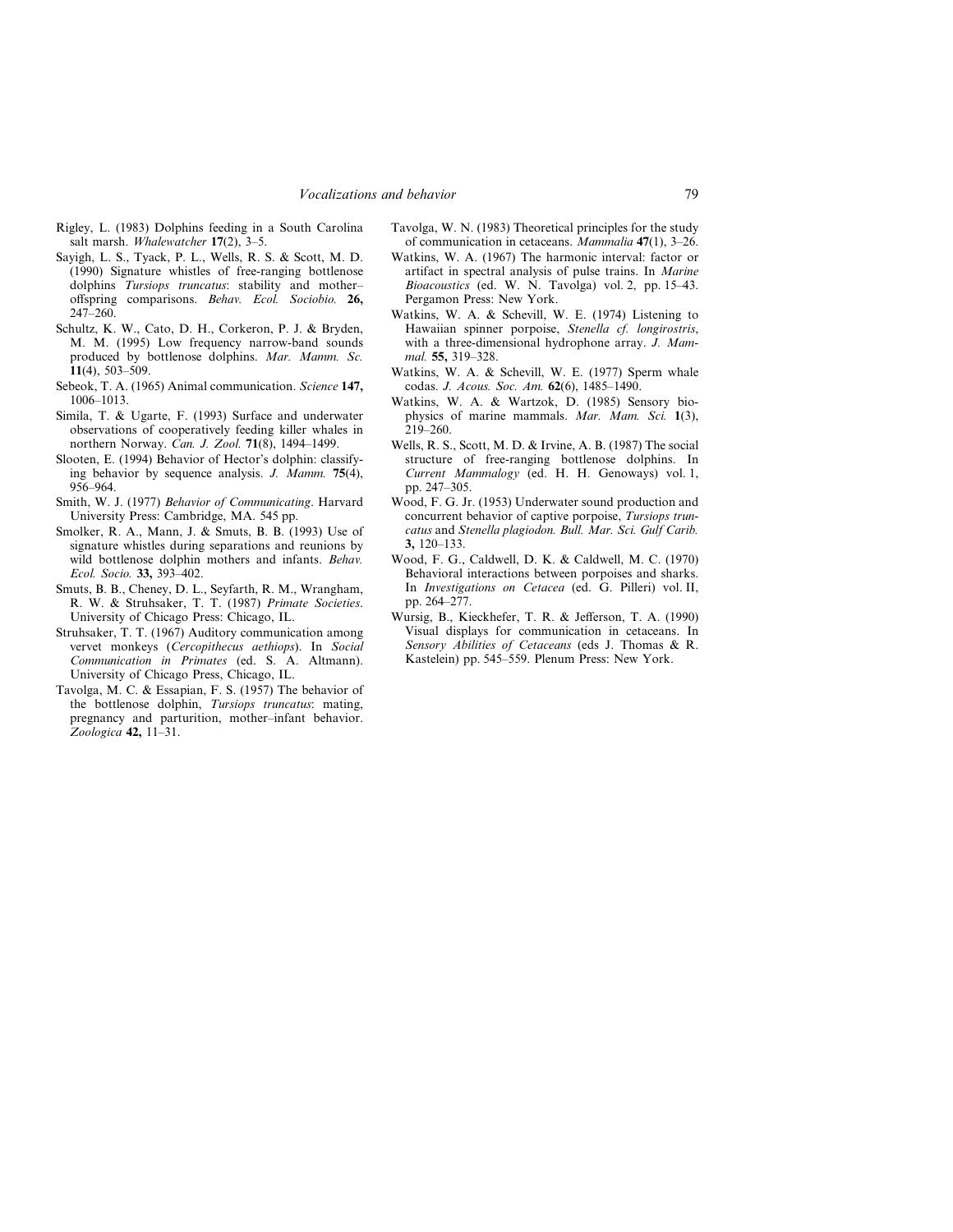Rigley, L. (1983) Dolphins feeding in a South Carolina salt marsh. *Whalewatcher* **17**(2), 3–5.

Sayigh, L. S., Tyack, P. L., Wells, R. S. & Scott, M. D. (1990) Signature whistles of free-ranging bottlenose dolphins *Tursiops truncatus*: stability and mother–offspring comparisons. *Behav. Ecol. Sociobio.* **26,** 247–260.

Schultz, K. W., Cato, D. H., Corkeron, P. J. & Bryden, M. M. (1995) Low frequency narrow-band sounds produced by bottlenose dolphins. *Mar. Mamm. Sc.* **11**(4), 503–509.

Sebeok, T. A. (1965) Animal communication. *Science* **147,** 1006–1013.

Simila, T. & Ugarte, F. (1993) Surface and underwater observations of cooperatively feeding killer whales in northern Norway. *Can. J. Zool.* **71**(8), 1494–1499.

Slooten, E. (1994) Behavior of Hector's dolphin: classifying behavior by sequence analysis. *J. Mamm.* **75**(4), 956–964.

Smith, W. J. (1977) *Behavior of Communicating*. Harvard University Press: Cambridge, MA. 545 pp.

Smolker, R. A., Mann, J. & Smuts, B. B. (1993) Use of signature whistles during separations and reunions by wild bottlenose dolphin mothers and infants. *Behav. Ecol. Socio.* **33,** 393–402.

Smuts, B. B., Cheney, D. L., Seyfarth, R. M., Wrangham, R. W. & Struhsaker, T. T. (1987) *Primate Societies*. University of Chicago Press: Chicago, IL.

Struhsaker, T. T. (1967) Auditory communication among vervet monkeys (*Cercopithecus aethiops*). In *Social Communication in Primates* (ed. S. A. Altmann). University of Chicago Press, Chicago, IL.

Tavolga, M. C. & Essapian, F. S. (1957) The behavior of the bottlenose dolphin, *Tursiops truncatus*: mating, pregnancy and parturition, mother–infant behavior. *Zoologica* **42,** 11–31.

Tavolga, W. N. (1983) Theoretical principles for the study of communication in cetaceans. *Mammalia* **47**(1), 3–26.

Watkins, W. A. (1967) The harmonic interval: factor or artifact in spectral analysis of pulse trains. In *Marine Bioacoustics* (ed. W. N. Tavolga) vol. 2, pp. 15–43. Pergamon Press: New York.

Watkins, W. A. & Schevill, W. E. (1974) Listening to Hawaiian spinner porpoise, *Stenella cf. longirostris*, with a three-dimensional hydrophone array. *J. Mammal.* **55,** 319–328.

Watkins, W. A. & Schevill, W. E. (1977) Sperm whale codas. *J. Acous. Soc. Am.* **62**(6), 1485–1490.

Watkins, W. A. & Wartzok, D. (1985) Sensory biophysics of marine mammals. *Mar. Mam. Sci.* **1**(3), 219–260.

Wells, R. S., Scott, M. D. & Irvine, A. B. (1987) The social structure of free-ranging bottlenose dolphins. In *Current Mammalogy* (ed. H. H. Genoways) vol. 1, pp. 247–305.

Wood, F. G. Jr. (1953) Underwater sound production and concurrent behavior of captive porpoise, *Tursiops truncatus* and *Stenella plagiodon*. *Bull. Mar. Sci. Gulf Carib.* **3,** 120–133.

Wood, F. G., Caldwell, D. K. & Caldwell, M. C. (1970) Behavioral interactions between porpoises and sharks. In *Investigations on Cetacea* (ed. G. Pilleri) vol. II, pp. 264–277.

Wursig, B., Kieckhefer, T. R. & Jefferson, T. A. (1990) Visual displays for communication in cetaceans. In *Sensory Abilities of Cetaceans* (eds J. Thomas & R. Kastelein) pp. 545–559. Plenum Press: New York.